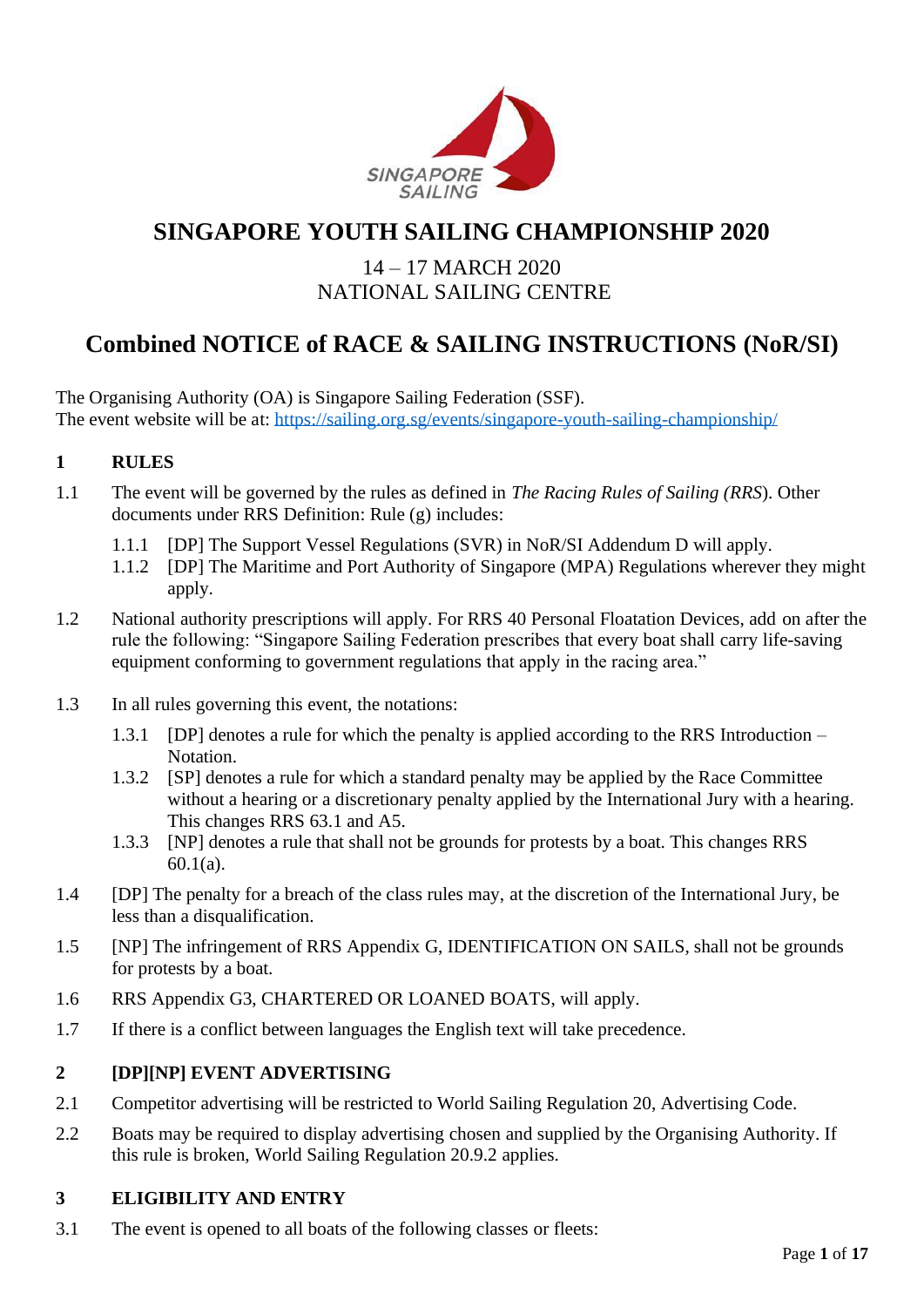# SINGAPORE YOUTH SAILING CHAMPIONSHIP 2020

14 – 17 MARCH 2020
NATIONAL SAILING CENTRE

# Combined NOTICE of RACE & SAILING INSTRUCTIONS (NoR/SI)

The Organising Authority (OA) is Singapore Sailing Federation (SSF).
The event website will be at: https://sailing.org.sg/events/singapore-youth-sailing-championship/

## 1 RULES

1.1 The event will be governed by the rules as defined in *The Racing Rules of Sailing (RRS)*. Other documents under RRS Definition: Rule (g) includes:

- 1.1.1 [DP] The Support Vessel Regulations (SVR) in NoR/SI Addendum D will apply.
- 1.1.2 [DP] The Maritime and Port Authority of Singapore (MPA) Regulations wherever they might apply.

1.2 National authority prescriptions will apply. For RRS 40 Personal Floatation Devices, add on after the rule the following: "Singapore Sailing Federation prescribes that every boat shall carry life-saving equipment conforming to government regulations that apply in the racing area."

1.3 In all rules governing this event, the notations:

- 1.3.1 [DP] denotes a rule for which the penalty is applied according to the RRS Introduction – Notation.
- 1.3.2 [SP] denotes a rule for which a standard penalty may be applied by the Race Committee without a hearing or a discretionary penalty applied by the International Jury with a hearing. This changes RRS 63.1 and A5.
- 1.3.3 [NP] denotes a rule that shall not be grounds for protests by a boat. This changes RRS 60.1(a).

1.4 [DP] The penalty for a breach of the class rules may, at the discretion of the International Jury, be less than a disqualification.

1.5 [NP] The infringement of RRS Appendix G, IDENTIFICATION ON SAILS, shall not be grounds for protests by a boat.

1.6 RRS Appendix G3, CHARTERED OR LOANED BOATS, will apply.

1.7 If there is a conflict between languages the English text will take precedence.

## 2 [DP][NP] EVENT ADVERTISING

2.1 Competitor advertising will be restricted to World Sailing Regulation 20, Advertising Code.

2.2 Boats may be required to display advertising chosen and supplied by the Organising Authority. If this rule is broken, World Sailing Regulation 20.9.2 applies.

## 3 ELIGIBILITY AND ENTRY

3.1 The event is opened to all boats of the following classes or fleets: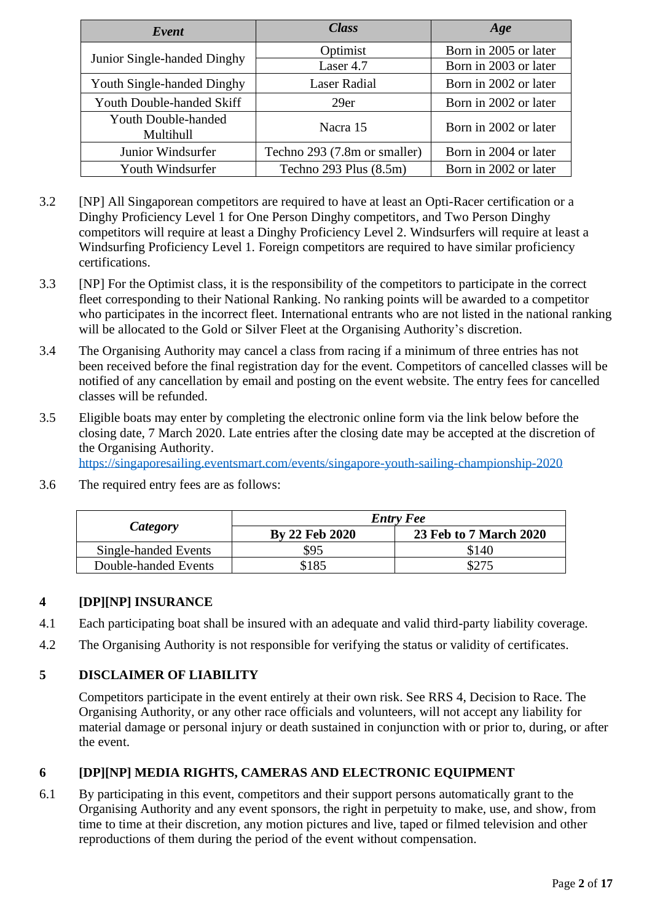| *Event* | *Class* | *Age* |
|---|---|---|
| Junior Single-handed Dinghy | Optimist | Born in 2005 or later |
| | Laser 4.7 | Born in 2003 or later |
| Youth Single-handed Dinghy | Laser Radial | Born in 2002 or later |
| Youth Double-handed Skiff | 29er | Born in 2002 or later |
| Youth Double-handed Multihull | Nacra 15 | Born in 2002 or later |
| Junior Windsurfer | Techno 293 (7.8m or smaller) | Born in 2004 or later |
| Youth Windsurfer | Techno 293 Plus (8.5m) | Born in 2002 or later |

3.2 [NP] All Singaporean competitors are required to have at least an Opti-Racer certification or a Dinghy Proficiency Level 1 for One Person Dinghy competitors, and Two Person Dinghy competitors will require at least a Dinghy Proficiency Level 2. Windsurfers will require at least a Windsurfing Proficiency Level 1. Foreign competitors are required to have similar proficiency certifications.

3.3 [NP] For the Optimist class, it is the responsibility of the competitors to participate in the correct fleet corresponding to their National Ranking. No ranking points will be awarded to a competitor who participates in the incorrect fleet. International entrants who are not listed in the national ranking will be allocated to the Gold or Silver Fleet at the Organising Authority's discretion.

3.4 The Organising Authority may cancel a class from racing if a minimum of three entries has not been received before the final registration day for the event. Competitors of cancelled classes will be notified of any cancellation by email and posting on the event website. The entry fees for cancelled classes will be refunded.

3.5 Eligible boats may enter by completing the electronic online form via the link below before the closing date, 7 March 2020. Late entries after the closing date may be accepted at the discretion of the Organising Authority.
https://singaporesailing.eventsmart.com/events/singapore-youth-sailing-championship-2020

3.6 The required entry fees are as follows:

| *Category* | *Entry Fee* | |
|---|---|---|
| | **By 22 Feb 2020** | **23 Feb to 7 March 2020** |
| Single-handed Events | $95 | $140 |
| Double-handed Events | $185 | $275 |

## 4 [DP][NP] INSURANCE

4.1 Each participating boat shall be insured with an adequate and valid third-party liability coverage.

4.2 The Organising Authority is not responsible for verifying the status or validity of certificates.

## 5 DISCLAIMER OF LIABILITY

Competitors participate in the event entirely at their own risk. See RRS 4, Decision to Race. The Organising Authority, or any other race officials and volunteers, will not accept any liability for material damage or personal injury or death sustained in conjunction with or prior to, during, or after the event.

## 6 [DP][NP] MEDIA RIGHTS, CAMERAS AND ELECTRONIC EQUIPMENT

6.1 By participating in this event, competitors and their support persons automatically grant to the Organising Authority and any event sponsors, the right in perpetuity to make, use, and show, from time to time at their discretion, any motion pictures and live, taped or filmed television and other reproductions of them during the period of the event without compensation.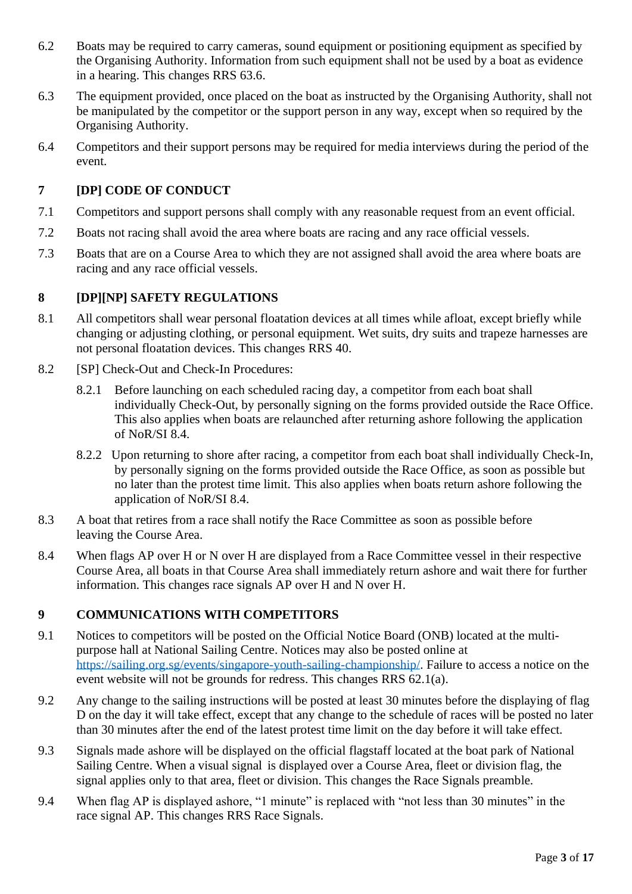6.2 Boats may be required to carry cameras, sound equipment or positioning equipment as specified by the Organising Authority. Information from such equipment shall not be used by a boat as evidence in a hearing. This changes RRS 63.6.

6.3 The equipment provided, once placed on the boat as instructed by the Organising Authority, shall not be manipulated by the competitor or the support person in any way, except when so required by the Organising Authority.

6.4 Competitors and their support persons may be required for media interviews during the period of the event.

## 7 [DP] CODE OF CONDUCT

7.1 Competitors and support persons shall comply with any reasonable request from an event official.

7.2 Boats not racing shall avoid the area where boats are racing and any race official vessels.

7.3 Boats that are on a Course Area to which they are not assigned shall avoid the area where boats are racing and any race official vessels.

## 8 [DP][NP] SAFETY REGULATIONS

8.1 All competitors shall wear personal floatation devices at all times while afloat, except briefly while changing or adjusting clothing, or personal equipment. Wet suits, dry suits and trapeze harnesses are not personal floatation devices. This changes RRS 40.

8.2 [SP] Check-Out and Check-In Procedures:

8.2.1 Before launching on each scheduled racing day, a competitor from each boat shall individually Check-Out, by personally signing on the forms provided outside the Race Office. This also applies when boats are relaunched after returning ashore following the application of NoR/SI 8.4.

8.2.2 Upon returning to shore after racing, a competitor from each boat shall individually Check-In, by personally signing on the forms provided outside the Race Office, as soon as possible but no later than the protest time limit. This also applies when boats return ashore following the application of NoR/SI 8.4.

8.3 A boat that retires from a race shall notify the Race Committee as soon as possible before leaving the Course Area.

8.4 When flags AP over H or N over H are displayed from a Race Committee vessel in their respective Course Area, all boats in that Course Area shall immediately return ashore and wait there for further information. This changes race signals AP over H and N over H.

## 9 COMMUNICATIONS WITH COMPETITORS

9.1 Notices to competitors will be posted on the Official Notice Board (ONB) located at the multi-purpose hall at National Sailing Centre. Notices may also be posted online at [https://sailing.org.sg/events/singapore-youth-sailing-championship/](https://sailing.org.sg/events/singapore-youth-sailing-championship/). Failure to access a notice on the event website will not be grounds for redress. This changes RRS 62.1(a).

9.2 Any change to the sailing instructions will be posted at least 30 minutes before the displaying of flag D on the day it will take effect, except that any change to the schedule of races will be posted no later than 30 minutes after the end of the latest protest time limit on the day before it will take effect.

9.3 Signals made ashore will be displayed on the official flagstaff located at the boat park of National Sailing Centre. When a visual signal is displayed over a Course Area, fleet or division flag, the signal applies only to that area, fleet or division. This changes the Race Signals preamble.

9.4 When flag AP is displayed ashore, "1 minute" is replaced with "not less than 30 minutes" in the race signal AP. This changes RRS Race Signals.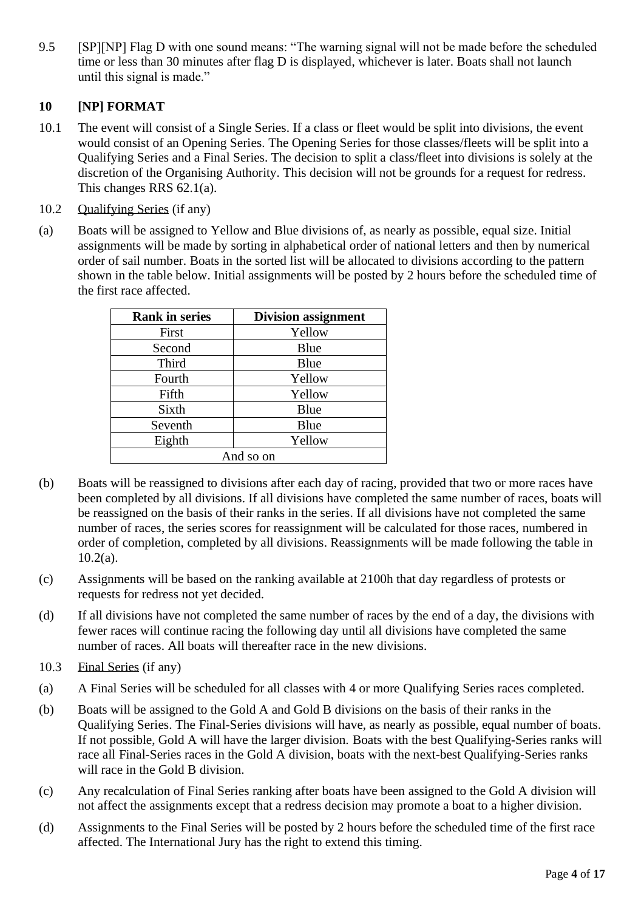9.5 [SP][NP] Flag D with one sound means: "The warning signal will not be made before the scheduled time or less than 30 minutes after flag D is displayed, whichever is later. Boats shall not launch until this signal is made."

## 10 [NP] FORMAT

10.1 The event will consist of a Single Series. If a class or fleet would be split into divisions, the event would consist of an Opening Series. The Opening Series for those classes/fleets will be split into a Qualifying Series and a Final Series. The decision to split a class/fleet into divisions is solely at the discretion of the Organising Authority. This decision will not be grounds for a request for redress. This changes RRS 62.1(a).

10.2 Qualifying Series (if any)

(a) Boats will be assigned to Yellow and Blue divisions of, as nearly as possible, equal size. Initial assignments will be made by sorting in alphabetical order of national letters and then by numerical order of sail number. Boats in the sorted list will be allocated to divisions according to the pattern shown in the table below. Initial assignments will be posted by 2 hours before the scheduled time of the first race affected.

| Rank in series | Division assignment |
|---|---|
| First | Yellow |
| Second | Blue |
| Third | Blue |
| Fourth | Yellow |
| Fifth | Yellow |
| Sixth | Blue |
| Seventh | Blue |
| Eighth | Yellow |
| And so on | |

(b) Boats will be reassigned to divisions after each day of racing, provided that two or more races have been completed by all divisions. If all divisions have completed the same number of races, boats will be reassigned on the basis of their ranks in the series. If all divisions have not completed the same number of races, the series scores for reassignment will be calculated for those races, numbered in order of completion, completed by all divisions. Reassignments will be made following the table in 10.2(a).

(c) Assignments will be based on the ranking available at 2100h that day regardless of protests or requests for redress not yet decided.

(d) If all divisions have not completed the same number of races by the end of a day, the divisions with fewer races will continue racing the following day until all divisions have completed the same number of races. All boats will thereafter race in the new divisions.

10.3 Final Series (if any)

(a) A Final Series will be scheduled for all classes with 4 or more Qualifying Series races completed.

(b) Boats will be assigned to the Gold A and Gold B divisions on the basis of their ranks in the Qualifying Series. The Final-Series divisions will have, as nearly as possible, equal number of boats. If not possible, Gold A will have the larger division. Boats with the best Qualifying-Series ranks will race all Final-Series races in the Gold A division, boats with the next-best Qualifying-Series ranks will race in the Gold B division.

(c) Any recalculation of Final Series ranking after boats have been assigned to the Gold A division will not affect the assignments except that a redress decision may promote a boat to a higher division.

(d) Assignments to the Final Series will be posted by 2 hours before the scheduled time of the first race affected. The International Jury has the right to extend this timing.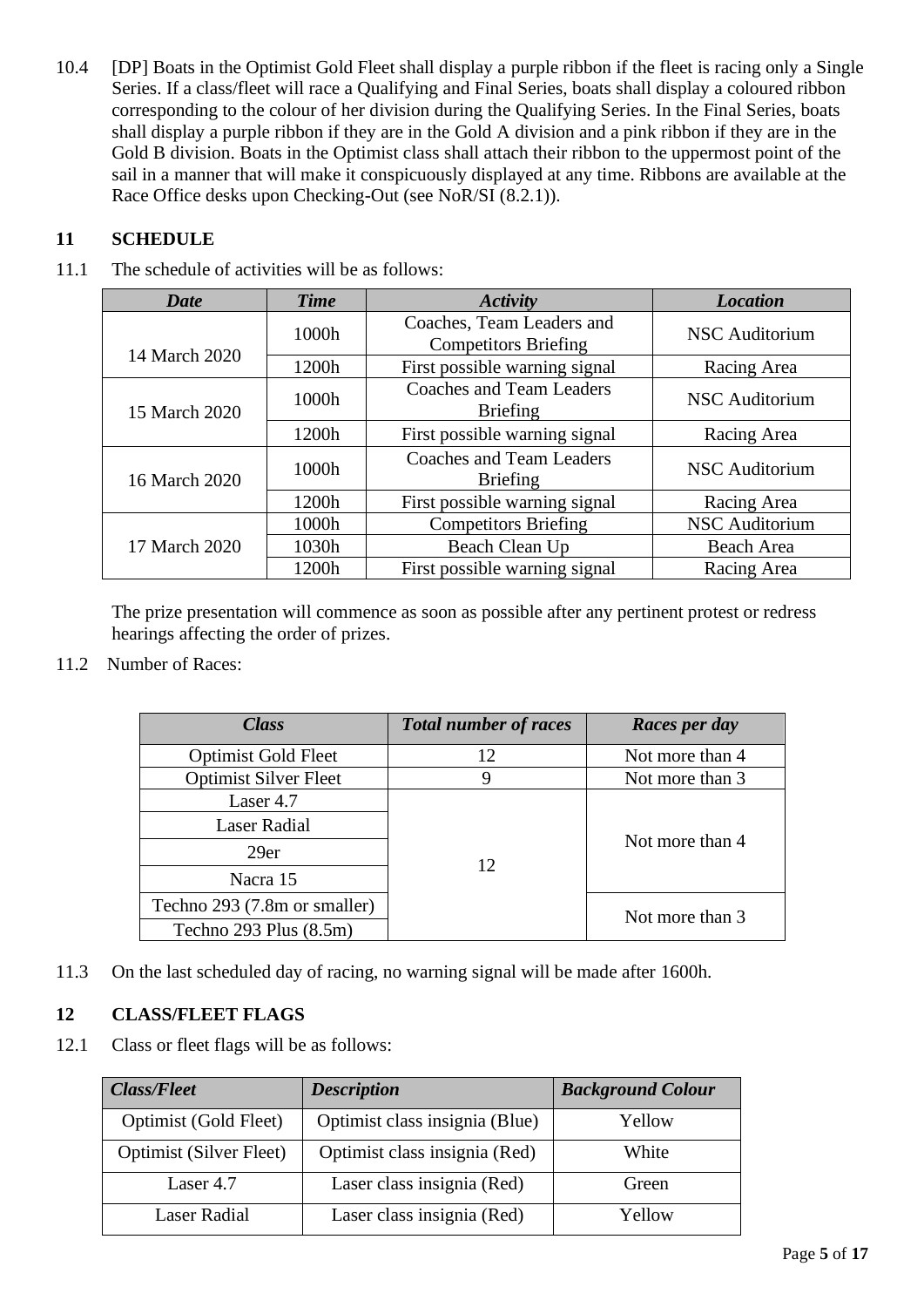10.4 [DP] Boats in the Optimist Gold Fleet shall display a purple ribbon if the fleet is racing only a Single Series. If a class/fleet will race a Qualifying and Final Series, boats shall display a coloured ribbon corresponding to the colour of her division during the Qualifying Series. In the Final Series, boats shall display a purple ribbon if they are in the Gold A division and a pink ribbon if they are in the Gold B division. Boats in the Optimist class shall attach their ribbon to the uppermost point of the sail in a manner that will make it conspicuously displayed at any time. Ribbons are available at the Race Office desks upon Checking-Out (see NoR/SI (8.2.1)).

## 11 SCHEDULE

11.1 The schedule of activities will be as follows:

| *Date* | *Time* | *Activity* | *Location* |
|---|---|---|---|
| 14 March 2020 | 1000h | Coaches, Team Leaders and Competitors Briefing | NSC Auditorium |
| | 1200h | First possible warning signal | Racing Area |
| 15 March 2020 | 1000h | Coaches and Team Leaders Briefing | NSC Auditorium |
| | 1200h | First possible warning signal | Racing Area |
| 16 March 2020 | 1000h | Coaches and Team Leaders Briefing | NSC Auditorium |
| | 1200h | First possible warning signal | Racing Area |
| 17 March 2020 | 1000h | Competitors Briefing | NSC Auditorium |
| | 1030h | Beach Clean Up | Beach Area |
| | 1200h | First possible warning signal | Racing Area |

The prize presentation will commence as soon as possible after any pertinent protest or redress hearings affecting the order of prizes.

11.2 Number of Races:

| *Class* | *Total number of races* | *Races per day* |
|---|---|---|
| Optimist Gold Fleet | 12 | Not more than 4 |
| Optimist Silver Fleet | 9 | Not more than 3 |
| Laser 4.7 | 12 | Not more than 4 |
| Laser Radial | | |
| 29er | | |
| Nacra 15 | | |
| Techno 293 (7.8m or smaller) | | Not more than 3 |
| Techno 293 Plus (8.5m) | | |

11.3 On the last scheduled day of racing, no warning signal will be made after 1600h.

## 12 CLASS/FLEET FLAGS

12.1 Class or fleet flags will be as follows:

| *Class/Fleet* | *Description* | *Background Colour* |
|---|---|---|
| Optimist (Gold Fleet) | Optimist class insignia (Blue) | Yellow |
| Optimist (Silver Fleet) | Optimist class insignia (Red) | White |
| Laser 4.7 | Laser class insignia (Red) | Green |
| Laser Radial | Laser class insignia (Red) | Yellow |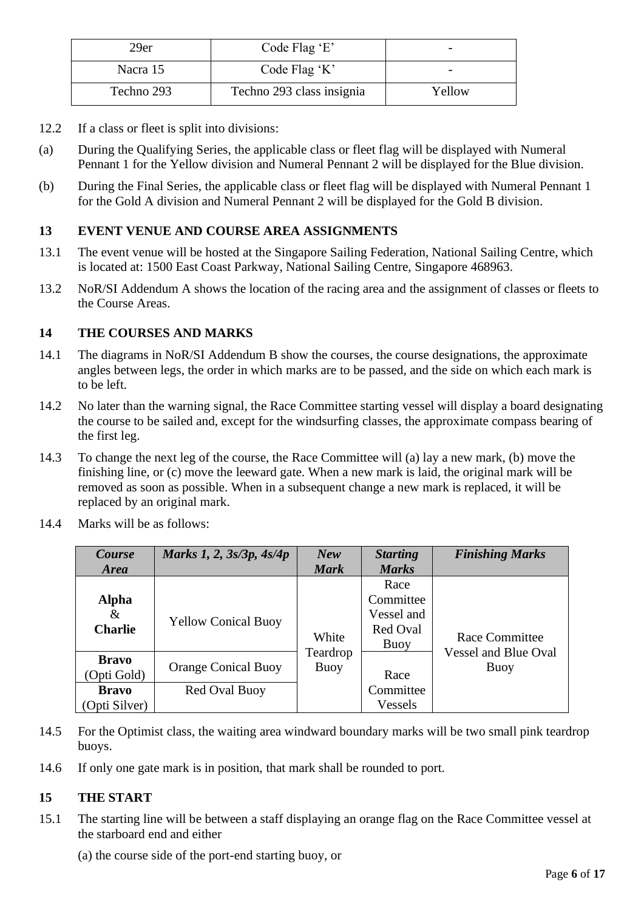| 29er | Code Flag 'E' | - |
|---|---|---|
| Nacra 15 | Code Flag 'K' | - |
| Techno 293 | Techno 293 class insignia | Yellow |

12.2 If a class or fleet is split into divisions:

(a) During the Qualifying Series, the applicable class or fleet flag will be displayed with Numeral Pennant 1 for the Yellow division and Numeral Pennant 2 will be displayed for the Blue division.

(b) During the Final Series, the applicable class or fleet flag will be displayed with Numeral Pennant 1 for the Gold A division and Numeral Pennant 2 will be displayed for the Gold B division.

## 13 EVENT VENUE AND COURSE AREA ASSIGNMENTS

13.1 The event venue will be hosted at the Singapore Sailing Federation, National Sailing Centre, which is located at: 1500 East Coast Parkway, National Sailing Centre, Singapore 468963.

13.2 NoR/SI Addendum A shows the location of the racing area and the assignment of classes or fleets to the Course Areas.

## 14 THE COURSES AND MARKS

14.1 The diagrams in NoR/SI Addendum B show the courses, the course designations, the approximate angles between legs, the order in which marks are to be passed, and the side on which each mark is to be left.

14.2 No later than the warning signal, the Race Committee starting vessel will display a board designating the course to be sailed and, except for the windsurfing classes, the approximate compass bearing of the first leg.

14.3 To change the next leg of the course, the Race Committee will (a) lay a new mark, (b) move the finishing line, or (c) move the leeward gate. When a new mark is laid, the original mark will be removed as soon as possible. When in a subsequent change a new mark is replaced, it will be replaced by an original mark.

14.4 Marks will be as follows:

| ***Course Area*** | ***Marks 1, 2, 3s/3p, 4s/4p*** | ***New Mark*** | ***Starting Marks*** | ***Finishing Marks*** |
|---|---|---|---|---|
| **Alpha** & **Charlie** | Yellow Conical Buoy | White Teardrop Buoy | Race Committee Vessel and Red Oval Buoy | Race Committee Vessel and Blue Oval Buoy |
| **Bravo** (Opti Gold) | Orange Conical Buoy | | Race Committee Vessels | |
| **Bravo** (Opti Silver) | Red Oval Buoy | | | |

14.5 For the Optimist class, the waiting area windward boundary marks will be two small pink teardrop buoys.

14.6 If only one gate mark is in position, that mark shall be rounded to port.

## 15 THE START

15.1 The starting line will be between a staff displaying an orange flag on the Race Committee vessel at the starboard end and either

(a) the course side of the port-end starting buoy, or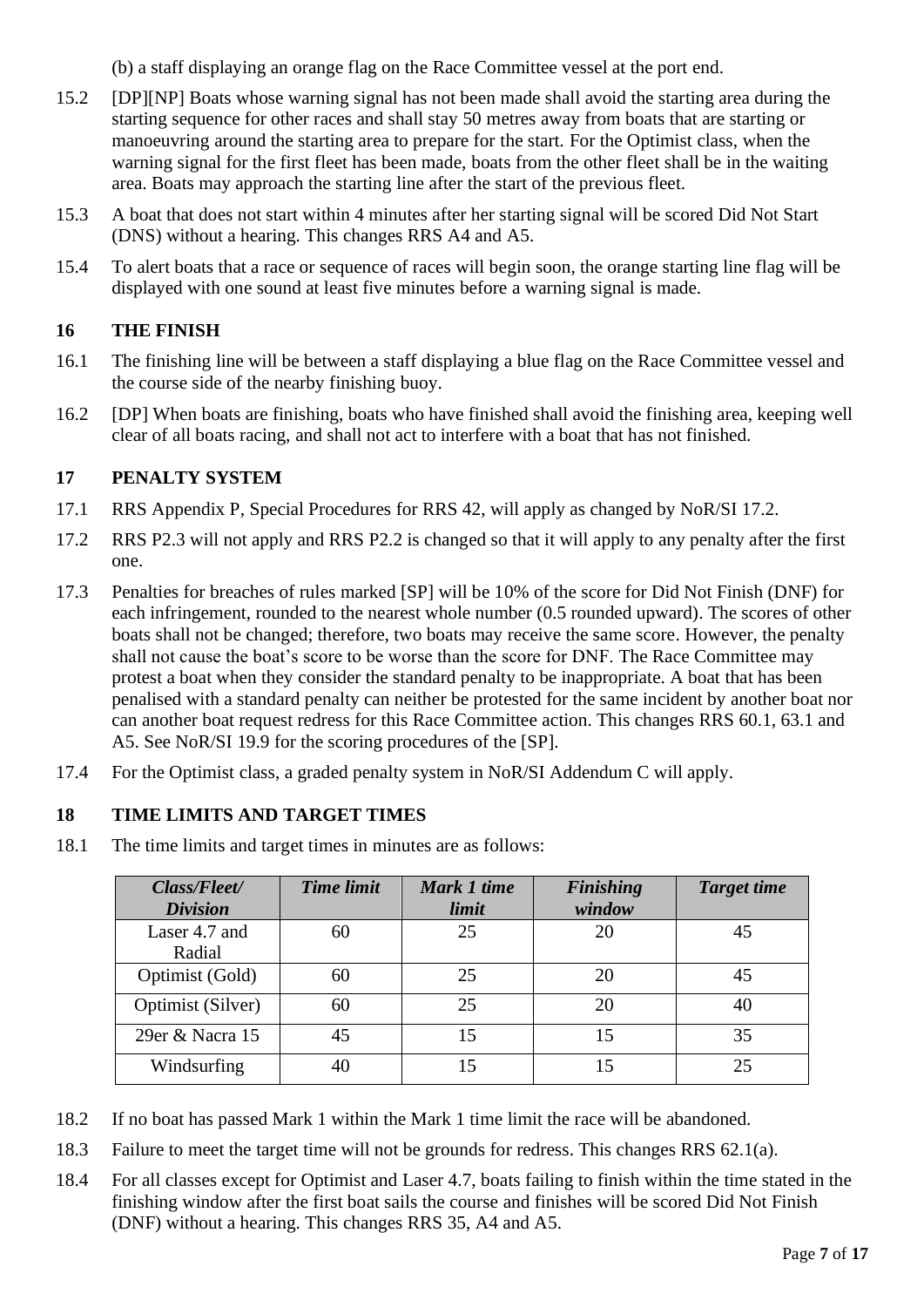(b) a staff displaying an orange flag on the Race Committee vessel at the port end.

15.2 [DP][NP] Boats whose warning signal has not been made shall avoid the starting area during the starting sequence for other races and shall stay 50 metres away from boats that are starting or manoeuvring around the starting area to prepare for the start. For the Optimist class, when the warning signal for the first fleet has been made, boats from the other fleet shall be in the waiting area. Boats may approach the starting line after the start of the previous fleet.

15.3 A boat that does not start within 4 minutes after her starting signal will be scored Did Not Start (DNS) without a hearing. This changes RRS A4 and A5.

15.4 To alert boats that a race or sequence of races will begin soon, the orange starting line flag will be displayed with one sound at least five minutes before a warning signal is made.

## 16 THE FINISH

16.1 The finishing line will be between a staff displaying a blue flag on the Race Committee vessel and the course side of the nearby finishing buoy.

16.2 [DP] When boats are finishing, boats who have finished shall avoid the finishing area, keeping well clear of all boats racing, and shall not act to interfere with a boat that has not finished.

## 17 PENALTY SYSTEM

17.1 RRS Appendix P, Special Procedures for RRS 42, will apply as changed by NoR/SI 17.2.

17.2 RRS P2.3 will not apply and RRS P2.2 is changed so that it will apply to any penalty after the first one.

17.3 Penalties for breaches of rules marked [SP] will be 10% of the score for Did Not Finish (DNF) for each infringement, rounded to the nearest whole number (0.5 rounded upward). The scores of other boats shall not be changed; therefore, two boats may receive the same score. However, the penalty shall not cause the boat's score to be worse than the score for DNF. The Race Committee may protest a boat when they consider the standard penalty to be inappropriate. A boat that has been penalised with a standard penalty can neither be protested for the same incident by another boat nor can another boat request redress for this Race Committee action. This changes RRS 60.1, 63.1 and A5. See NoR/SI 19.9 for the scoring procedures of the [SP].

17.4 For the Optimist class, a graded penalty system in NoR/SI Addendum C will apply.

## 18 TIME LIMITS AND TARGET TIMES

18.1 The time limits and target times in minutes are as follows:

| ***Class/Fleet/ Division*** | ***Time limit*** | ***Mark 1 time limit*** | ***Finishing window*** | ***Target time*** |
|---|---|---|---|---|
| Laser 4.7 and Radial | 60 | 25 | 20 | 45 |
| Optimist (Gold) | 60 | 25 | 20 | 45 |
| Optimist (Silver) | 60 | 25 | 20 | 40 |
| 29er & Nacra 15 | 45 | 15 | 15 | 35 |
| Windsurfing | 40 | 15 | 15 | 25 |

18.2 If no boat has passed Mark 1 within the Mark 1 time limit the race will be abandoned.

18.3 Failure to meet the target time will not be grounds for redress. This changes RRS 62.1(a).

18.4 For all classes except for Optimist and Laser 4.7, boats failing to finish within the time stated in the finishing window after the first boat sails the course and finishes will be scored Did Not Finish (DNF) without a hearing. This changes RRS 35, A4 and A5.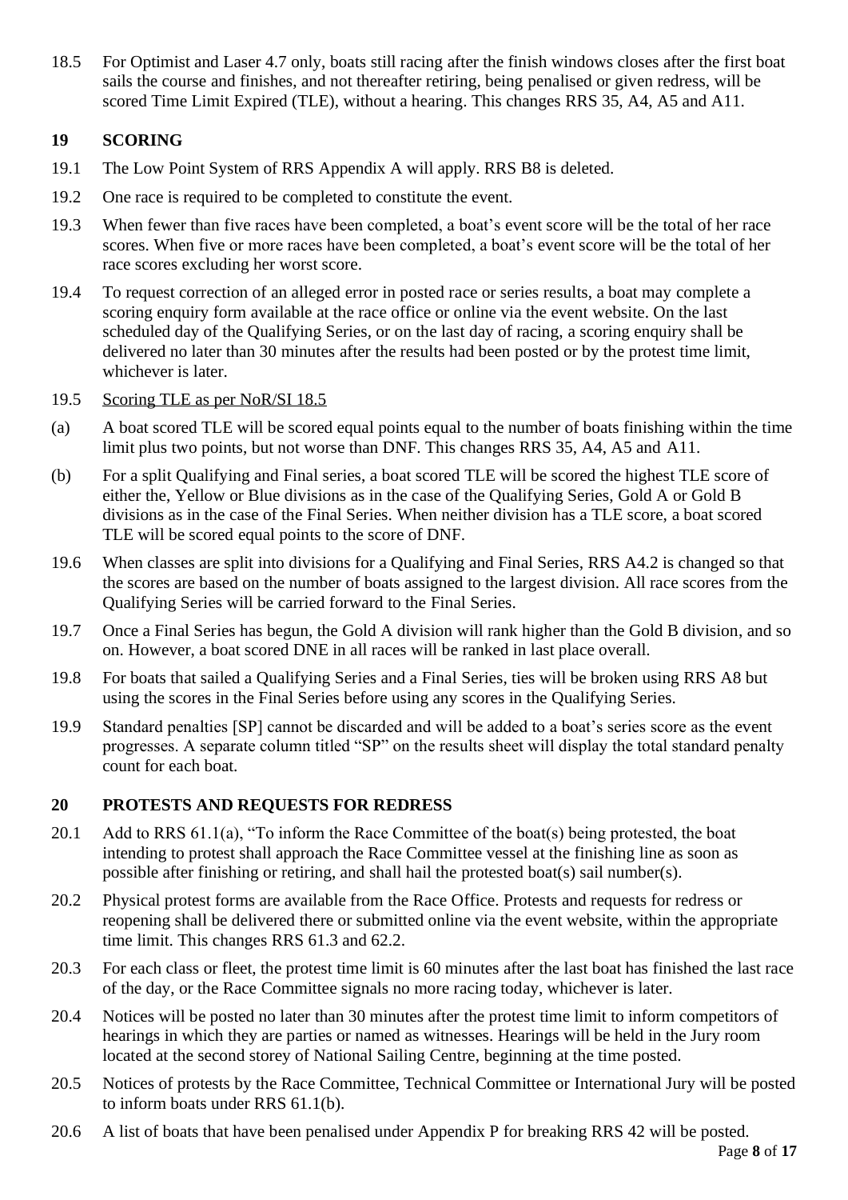18.5 For Optimist and Laser 4.7 only, boats still racing after the finish windows closes after the first boat sails the course and finishes, and not thereafter retiring, being penalised or given redress, will be scored Time Limit Expired (TLE), without a hearing. This changes RRS 35, A4, A5 and A11.

## 19 SCORING

19.1 The Low Point System of RRS Appendix A will apply. RRS B8 is deleted.

19.2 One race is required to be completed to constitute the event.

19.3 When fewer than five races have been completed, a boat's event score will be the total of her race scores. When five or more races have been completed, a boat's event score will be the total of her race scores excluding her worst score.

19.4 To request correction of an alleged error in posted race or series results, a boat may complete a scoring enquiry form available at the race office or online via the event website. On the last scheduled day of the Qualifying Series, or on the last day of racing, a scoring enquiry shall be delivered no later than 30 minutes after the results had been posted or by the protest time limit, whichever is later.

19.5 <u>Scoring TLE as per NoR/SI 18.5</u>

(a) A boat scored TLE will be scored equal points equal to the number of boats finishing within the time limit plus two points, but not worse than DNF. This changes RRS 35, A4, A5 and A11.

(b) For a split Qualifying and Final series, a boat scored TLE will be scored the highest TLE score of either the, Yellow or Blue divisions as in the case of the Qualifying Series, Gold A or Gold B divisions as in the case of the Final Series. When neither division has a TLE score, a boat scored TLE will be scored equal points to the score of DNF.

19.6 When classes are split into divisions for a Qualifying and Final Series, RRS A4.2 is changed so that the scores are based on the number of boats assigned to the largest division. All race scores from the Qualifying Series will be carried forward to the Final Series.

19.7 Once a Final Series has begun, the Gold A division will rank higher than the Gold B division, and so on. However, a boat scored DNE in all races will be ranked in last place overall.

19.8 For boats that sailed a Qualifying Series and a Final Series, ties will be broken using RRS A8 but using the scores in the Final Series before using any scores in the Qualifying Series.

19.9 Standard penalties [SP] cannot be discarded and will be added to a boat's series score as the event progresses. A separate column titled "SP" on the results sheet will display the total standard penalty count for each boat.

## 20 PROTESTS AND REQUESTS FOR REDRESS

20.1 Add to RRS 61.1(a), "To inform the Race Committee of the boat(s) being protested, the boat intending to protest shall approach the Race Committee vessel at the finishing line as soon as possible after finishing or retiring, and shall hail the protested boat(s) sail number(s).

20.2 Physical protest forms are available from the Race Office. Protests and requests for redress or reopening shall be delivered there or submitted online via the event website, within the appropriate time limit. This changes RRS 61.3 and 62.2.

20.3 For each class or fleet, the protest time limit is 60 minutes after the last boat has finished the last race of the day, or the Race Committee signals no more racing today, whichever is later.

20.4 Notices will be posted no later than 30 minutes after the protest time limit to inform competitors of hearings in which they are parties or named as witnesses. Hearings will be held in the Jury room located at the second storey of National Sailing Centre, beginning at the time posted.

20.5 Notices of protests by the Race Committee, Technical Committee or International Jury will be posted to inform boats under RRS 61.1(b).

20.6 A list of boats that have been penalised under Appendix P for breaking RRS 42 will be posted.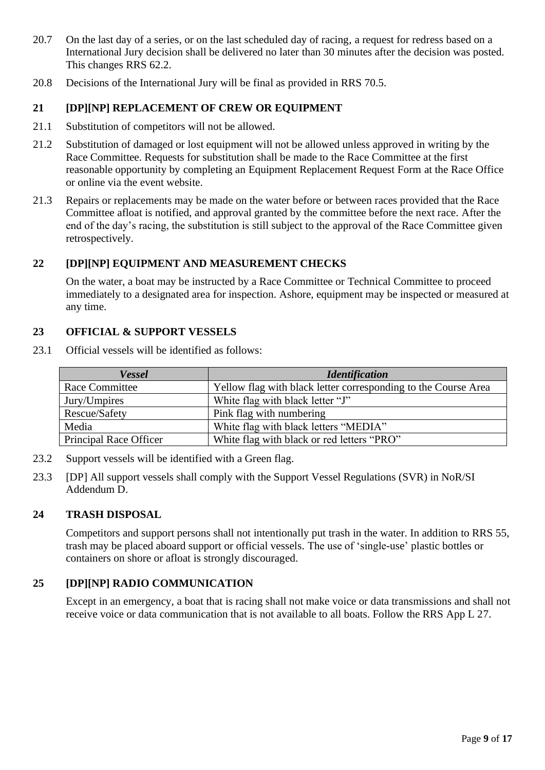20.7 On the last day of a series, or on the last scheduled day of racing, a request for redress based on a International Jury decision shall be delivered no later than 30 minutes after the decision was posted. This changes RRS 62.2.

20.8 Decisions of the International Jury will be final as provided in RRS 70.5.

## 21 [DP][NP] REPLACEMENT OF CREW OR EQUIPMENT

21.1 Substitution of competitors will not be allowed.

21.2 Substitution of damaged or lost equipment will not be allowed unless approved in writing by the Race Committee. Requests for substitution shall be made to the Race Committee at the first reasonable opportunity by completing an Equipment Replacement Request Form at the Race Office or online via the event website.

21.3 Repairs or replacements may be made on the water before or between races provided that the Race Committee afloat is notified, and approval granted by the committee before the next race. After the end of the day's racing, the substitution is still subject to the approval of the Race Committee given retrospectively.

## 22 [DP][NP] EQUIPMENT AND MEASUREMENT CHECKS

On the water, a boat may be instructed by a Race Committee or Technical Committee to proceed immediately to a designated area for inspection. Ashore, equipment may be inspected or measured at any time.

## 23 OFFICIAL & SUPPORT VESSELS

23.1 Official vessels will be identified as follows:

| ***Vessel*** | ***Identification*** |
|---|---|
| Race Committee | Yellow flag with black letter corresponding to the Course Area |
| Jury/Umpires | White flag with black letter "J" |
| Rescue/Safety | Pink flag with numbering |
| Media | White flag with black letters "MEDIA" |
| Principal Race Officer | White flag with black or red letters "PRO" |

23.2 Support vessels will be identified with a Green flag.

23.3 [DP] All support vessels shall comply with the Support Vessel Regulations (SVR) in NoR/SI Addendum D.

## 24 TRASH DISPOSAL

Competitors and support persons shall not intentionally put trash in the water. In addition to RRS 55, trash may be placed aboard support or official vessels. The use of 'single-use' plastic bottles or containers on shore or afloat is strongly discouraged.

## 25 [DP][NP] RADIO COMMUNICATION

Except in an emergency, a boat that is racing shall not make voice or data transmissions and shall not receive voice or data communication that is not available to all boats. Follow the RRS App L 27.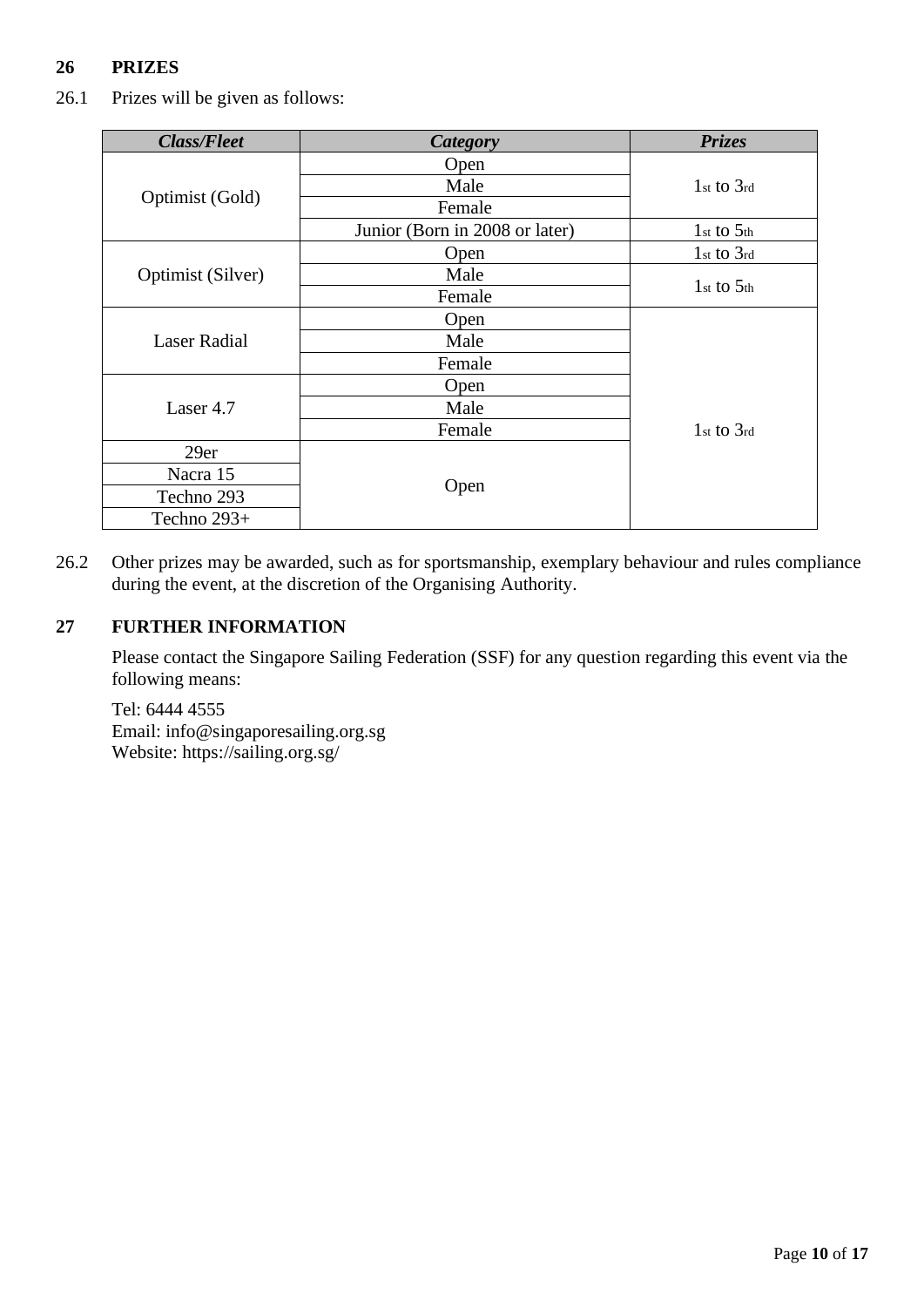## 26 PRIZES

26.1 Prizes will be given as follows:

| ***Class/Fleet*** | ***Category*** | ***Prizes*** |
|---|---|---|
| Optimist (Gold) | Open | 1st to 3rd |
| | Male | |
| | Female | |
| | Junior (Born in 2008 or later) | 1st to 5th |
| Optimist (Silver) | Open | 1st to 3rd |
| | Male | 1st to 5th |
| | Female | |
| Laser Radial | Open | 1st to 3rd |
| | Male | |
| | Female | |
| Laser 4.7 | Open | |
| | Male | |
| | Female | |
| 29er | Open | |
| Nacra 15 | | |
| Techno 293 | | |
| Techno 293+ | | |

26.2 Other prizes may be awarded, such as for sportsmanship, exemplary behaviour and rules compliance during the event, at the discretion of the Organising Authority.

## 27 FURTHER INFORMATION

Please contact the Singapore Sailing Federation (SSF) for any question regarding this event via the following means:

Tel: 6444 4555
Email: info@singaporesailing.org.sg
Website: https://sailing.org.sg/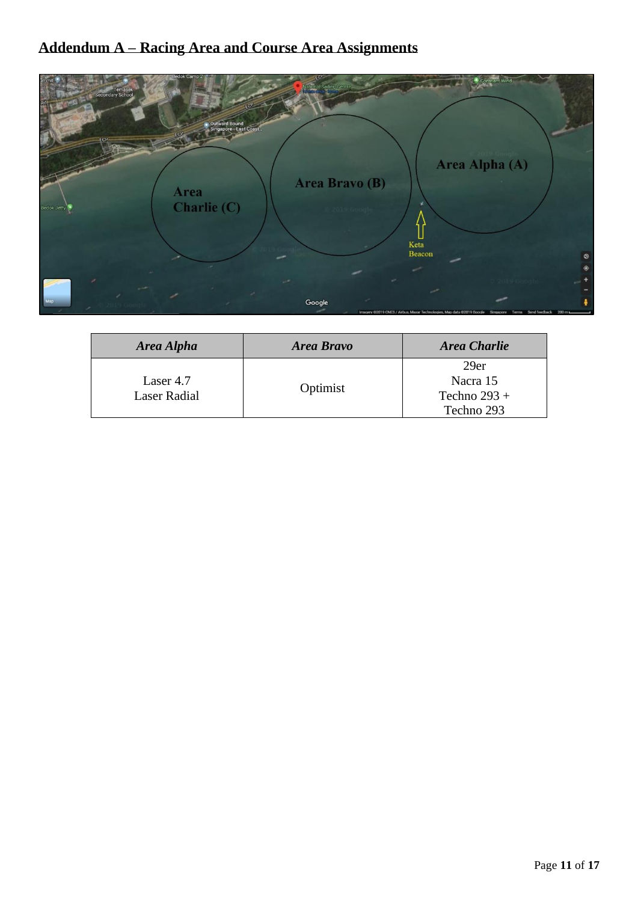## Addendum A – Racing Area and Course Area Assignments

| *Area Alpha* | *Area Bravo* | *Area Charlie* |
| --- | --- | --- |
| Laser 4.7<br>Laser Radial | Optimist | 29er<br>Nacra 15<br>Techno 293 +<br>Techno 293 |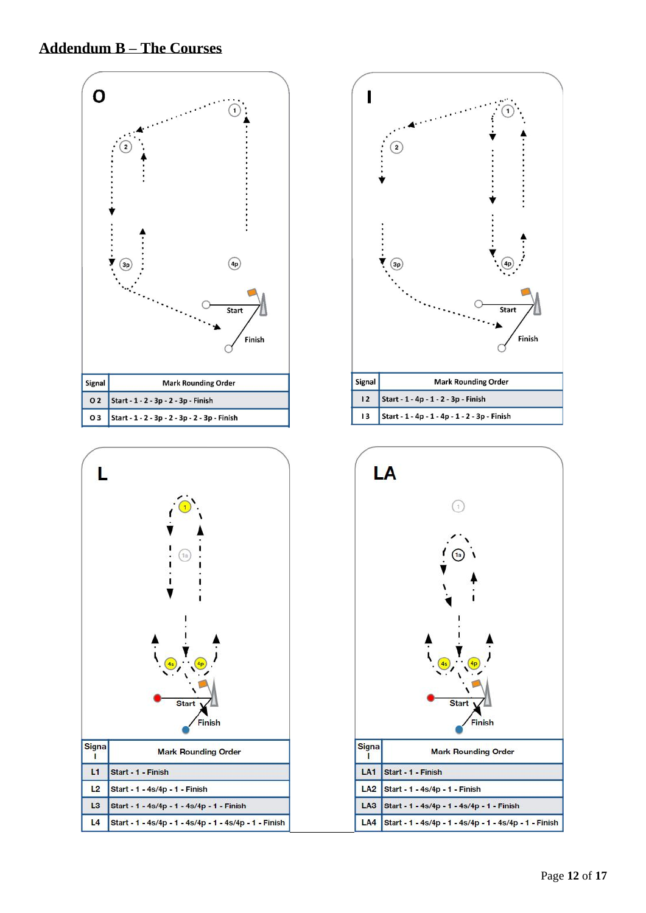## Addendum B – The Courses

### O

| Signal | Mark Rounding Order |
|---|---|
| O 2 | Start - 1 - 2 - 3p - 2 - 3p - Finish |
| O 3 | Start - 1 - 2 - 3p - 2 - 3p - 2 - 3p - Finish |

### I

| Signal | Mark Rounding Order |
|---|---|
| I 2 | Start - 1 - 4p - 1 - 2 - 3p - Finish |
| I 3 | Start - 1 - 4p - 1 - 4p - 1 - 2 - 3p - Finish |

### L

| Signal | Mark Rounding Order |
|---|---|
| L1 | Start - 1 - Finish |
| L2 | Start - 1 - 4s/4p - 1 - Finish |
| L3 | Start - 1 - 4s/4p - 1 - 4s/4p - 1 - Finish |
| L4 | Start - 1 - 4s/4p - 1 - 4s/4p - 1 - 4s/4p - 1 - Finish |

### LA

| Signal | Mark Rounding Order |
|---|---|
| LA1 | Start - 1 - Finish |
| LA2 | Start - 1 - 4s/4p - 1 - Finish |
| LA3 | Start - 1 - 4s/4p - 1 - 4s/4p - 1 - Finish |
| LA4 | Start - 1 - 4s/4p - 1 - 4s/4p - 1 - 4s/4p - 1 - Finish |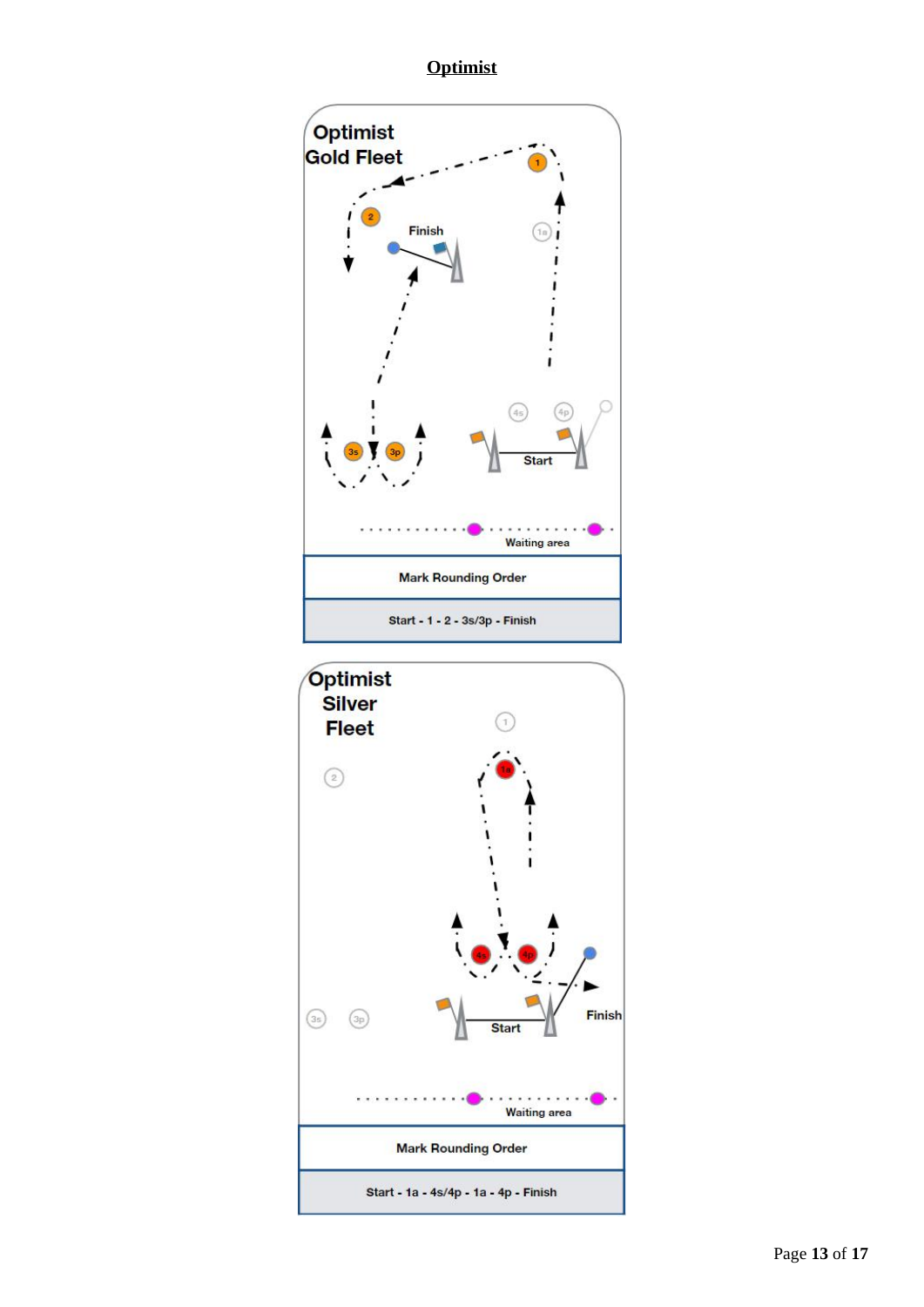# Optimist

**Optimist Gold Fleet**

Finish

Start

Waiting area

| Mark Rounding Order |
|---|
| Start - 1 - 2 - 3s/3p - Finish |

**Optimist Silver Fleet**

Start

Finish

Waiting area

| Mark Rounding Order |
|---|
| Start - 1a - 4s/4p - 1a - 4p - Finish |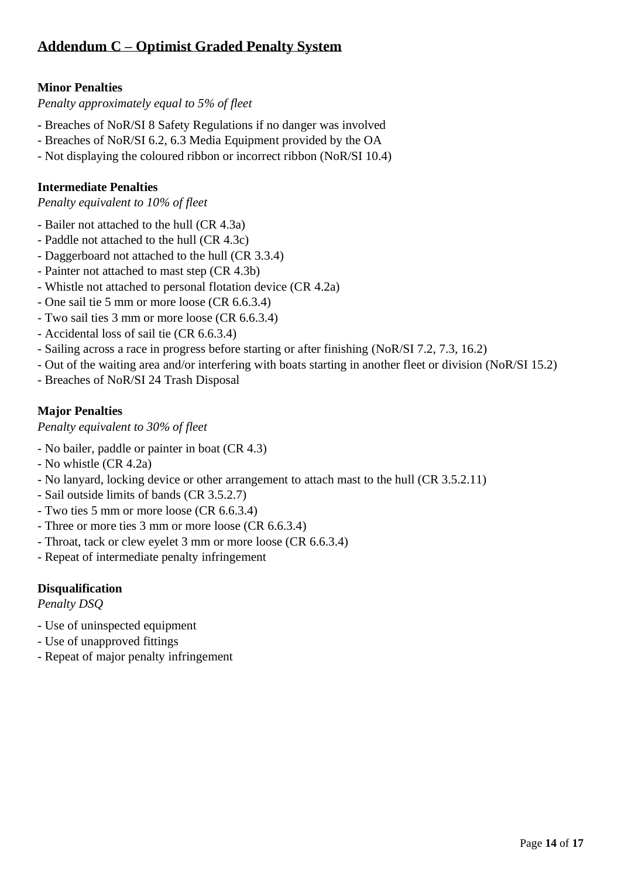## Addendum C – Optimist Graded Penalty System

**Minor Penalties**

*Penalty approximately equal to 5% of fleet*

- Breaches of NoR/SI 8 Safety Regulations if no danger was involved
- Breaches of NoR/SI 6.2, 6.3 Media Equipment provided by the OA
- Not displaying the coloured ribbon or incorrect ribbon (NoR/SI 10.4)

**Intermediate Penalties**

*Penalty equivalent to 10% of fleet*

- Bailer not attached to the hull (CR 4.3a)
- Paddle not attached to the hull (CR 4.3c)
- Daggerboard not attached to the hull (CR 3.3.4)
- Painter not attached to mast step (CR 4.3b)
- Whistle not attached to personal flotation device (CR 4.2a)
- One sail tie 5 mm or more loose (CR 6.6.3.4)
- Two sail ties 3 mm or more loose (CR 6.6.3.4)
- Accidental loss of sail tie (CR 6.6.3.4)
- Sailing across a race in progress before starting or after finishing (NoR/SI 7.2, 7.3, 16.2)
- Out of the waiting area and/or interfering with boats starting in another fleet or division (NoR/SI 15.2)
- Breaches of NoR/SI 24 Trash Disposal

**Major Penalties**

*Penalty equivalent to 30% of fleet*

- No bailer, paddle or painter in boat (CR 4.3)
- No whistle (CR 4.2a)
- No lanyard, locking device or other arrangement to attach mast to the hull (CR 3.5.2.11)
- Sail outside limits of bands (CR 3.5.2.7)
- Two ties 5 mm or more loose (CR 6.6.3.4)
- Three or more ties 3 mm or more loose (CR 6.6.3.4)
- Throat, tack or clew eyelet 3 mm or more loose (CR 6.6.3.4)
- Repeat of intermediate penalty infringement

**Disqualification**

*Penalty DSQ*

- Use of uninspected equipment
- Use of unapproved fittings
- Repeat of major penalty infringement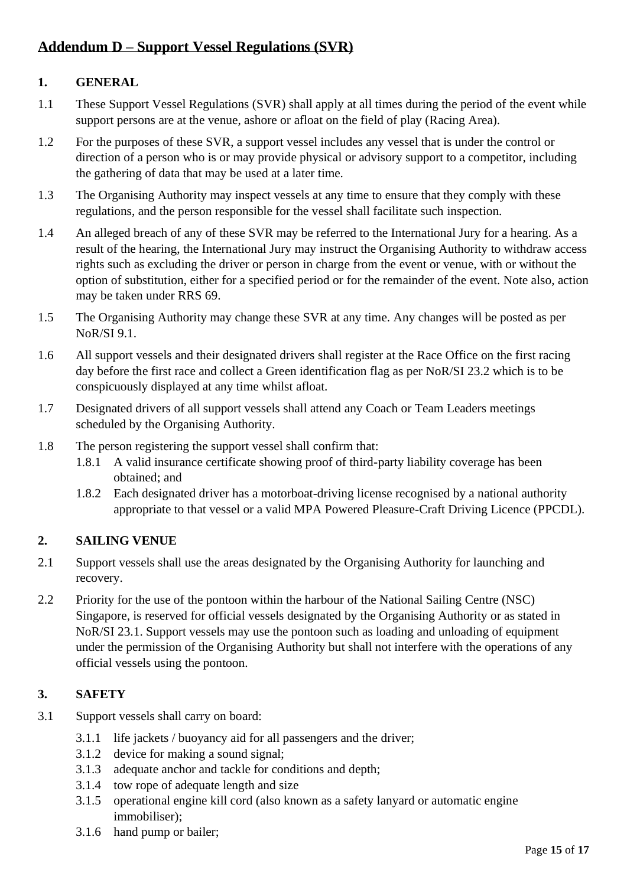## Addendum D – Support Vessel Regulations (SVR)

### 1. GENERAL

1.1 These Support Vessel Regulations (SVR) shall apply at all times during the period of the event while support persons are at the venue, ashore or afloat on the field of play (Racing Area).

1.2 For the purposes of these SVR, a support vessel includes any vessel that is under the control or direction of a person who is or may provide physical or advisory support to a competitor, including the gathering of data that may be used at a later time.

1.3 The Organising Authority may inspect vessels at any time to ensure that they comply with these regulations, and the person responsible for the vessel shall facilitate such inspection.

1.4 An alleged breach of any of these SVR may be referred to the International Jury for a hearing. As a result of the hearing, the International Jury may instruct the Organising Authority to withdraw access rights such as excluding the driver or person in charge from the event or venue, with or without the option of substitution, either for a specified period or for the remainder of the event. Note also, action may be taken under RRS 69.

1.5 The Organising Authority may change these SVR at any time. Any changes will be posted as per NoR/SI 9.1.

1.6 All support vessels and their designated drivers shall register at the Race Office on the first racing day before the first race and collect a Green identification flag as per NoR/SI 23.2 which is to be conspicuously displayed at any time whilst afloat.

1.7 Designated drivers of all support vessels shall attend any Coach or Team Leaders meetings scheduled by the Organising Authority.

1.8 The person registering the support vessel shall confirm that:

- 1.8.1 A valid insurance certificate showing proof of third-party liability coverage has been obtained; and
- 1.8.2 Each designated driver has a motorboat-driving license recognised by a national authority appropriate to that vessel or a valid MPA Powered Pleasure-Craft Driving Licence (PPCDL).

### 2. SAILING VENUE

2.1 Support vessels shall use the areas designated by the Organising Authority for launching and recovery.

2.2 Priority for the use of the pontoon within the harbour of the National Sailing Centre (NSC) Singapore, is reserved for official vessels designated by the Organising Authority or as stated in NoR/SI 23.1. Support vessels may use the pontoon such as loading and unloading of equipment under the permission of the Organising Authority but shall not interfere with the operations of any official vessels using the pontoon.

### 3. SAFETY

3.1 Support vessels shall carry on board:

- 3.1.1 life jackets / buoyancy aid for all passengers and the driver;
- 3.1.2 device for making a sound signal;
- 3.1.3 adequate anchor and tackle for conditions and depth;
- 3.1.4 tow rope of adequate length and size
- 3.1.5 operational engine kill cord (also known as a safety lanyard or automatic engine immobiliser);
- 3.1.6 hand pump or bailer;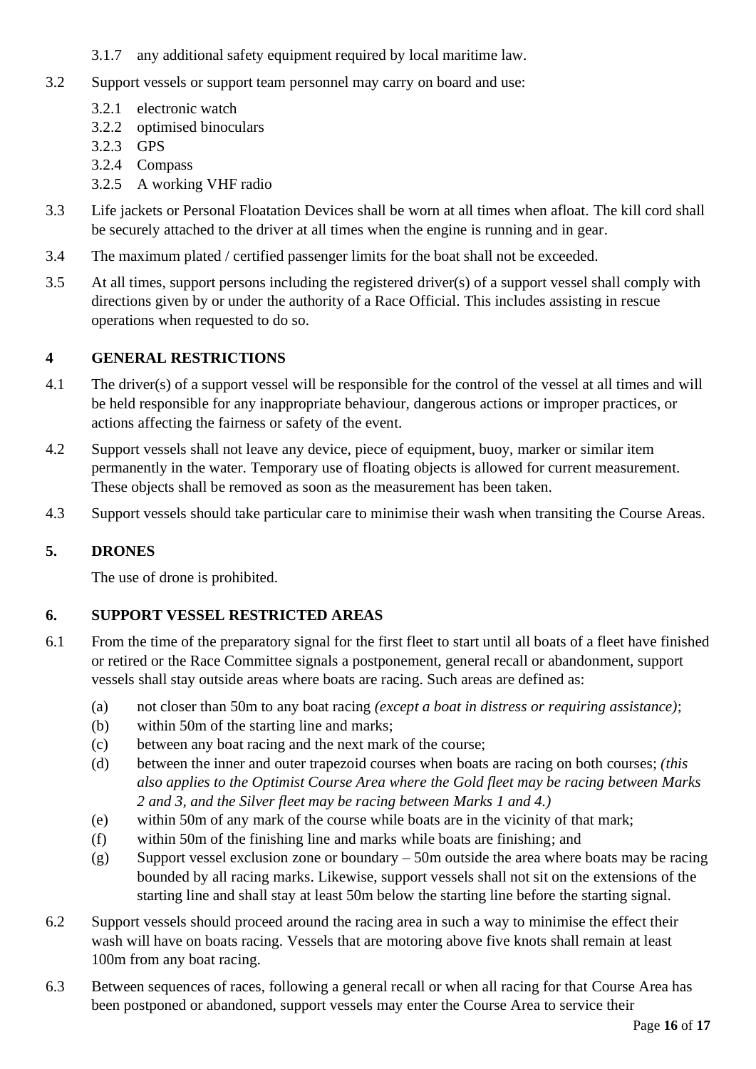3.1.7 any additional safety equipment required by local maritime law.

3.2 Support vessels or support team personnel may carry on board and use:

- 3.2.1 electronic watch
- 3.2.2 optimised binoculars
- 3.2.3 GPS
- 3.2.4 Compass
- 3.2.5 A working VHF radio

3.3 Life jackets or Personal Floatation Devices shall be worn at all times when afloat. The kill cord shall be securely attached to the driver at all times when the engine is running and in gear.

3.4 The maximum plated / certified passenger limits for the boat shall not be exceeded.

3.5 At all times, support persons including the registered driver(s) of a support vessel shall comply with directions given by or under the authority of a Race Official. This includes assisting in rescue operations when requested to do so.

## 4 GENERAL RESTRICTIONS

4.1 The driver(s) of a support vessel will be responsible for the control of the vessel at all times and will be held responsible for any inappropriate behaviour, dangerous actions or improper practices, or actions affecting the fairness or safety of the event.

4.2 Support vessels shall not leave any device, piece of equipment, buoy, marker or similar item permanently in the water. Temporary use of floating objects is allowed for current measurement. These objects shall be removed as soon as the measurement has been taken.

4.3 Support vessels should take particular care to minimise their wash when transiting the Course Areas.

## 5. DRONES

The use of drone is prohibited.

## 6. SUPPORT VESSEL RESTRICTED AREAS

6.1 From the time of the preparatory signal for the first fleet to start until all boats of a fleet have finished or retired or the Race Committee signals a postponement, general recall or abandonment, support vessels shall stay outside areas where boats are racing. Such areas are defined as:

- (a) not closer than 50m to any boat racing *(except a boat in distress or requiring assistance)*;
- (b) within 50m of the starting line and marks;
- (c) between any boat racing and the next mark of the course;
- (d) between the inner and outer trapezoid courses when boats are racing on both courses; *(this also applies to the Optimist Course Area where the Gold fleet may be racing between Marks 2 and 3, and the Silver fleet may be racing between Marks 1 and 4.)*
- (e) within 50m of any mark of the course while boats are in the vicinity of that mark;
- (f) within 50m of the finishing line and marks while boats are finishing; and
- (g) Support vessel exclusion zone or boundary – 50m outside the area where boats may be racing bounded by all racing marks. Likewise, support vessels shall not sit on the extensions of the starting line and shall stay at least 50m below the starting line before the starting signal.

6.2 Support vessels should proceed around the racing area in such a way to minimise the effect their wash will have on boats racing. Vessels that are motoring above five knots shall remain at least 100m from any boat racing.

6.3 Between sequences of races, following a general recall or when all racing for that Course Area has been postponed or abandoned, support vessels may enter the Course Area to service their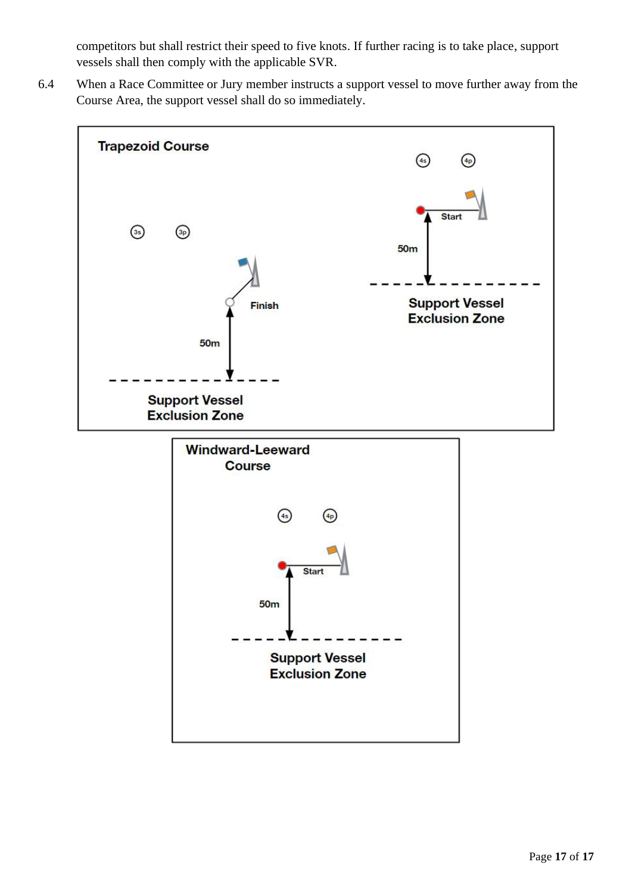competitors but shall restrict their speed to five knots. If further racing is to take place, support vessels shall then comply with the applicable SVR.

6.4 When a Race Committee or Jury member instructs a support vessel to move further away from the Course Area, the support vessel shall do so immediately.

Trapezoid Course

4s
4p
Start
50m
Support Vessel Exclusion Zone

3s
3p
Finish
50m
Support Vessel Exclusion Zone

Windward-Leeward Course

4s
4p
Start
50m
Support Vessel Exclusion Zone